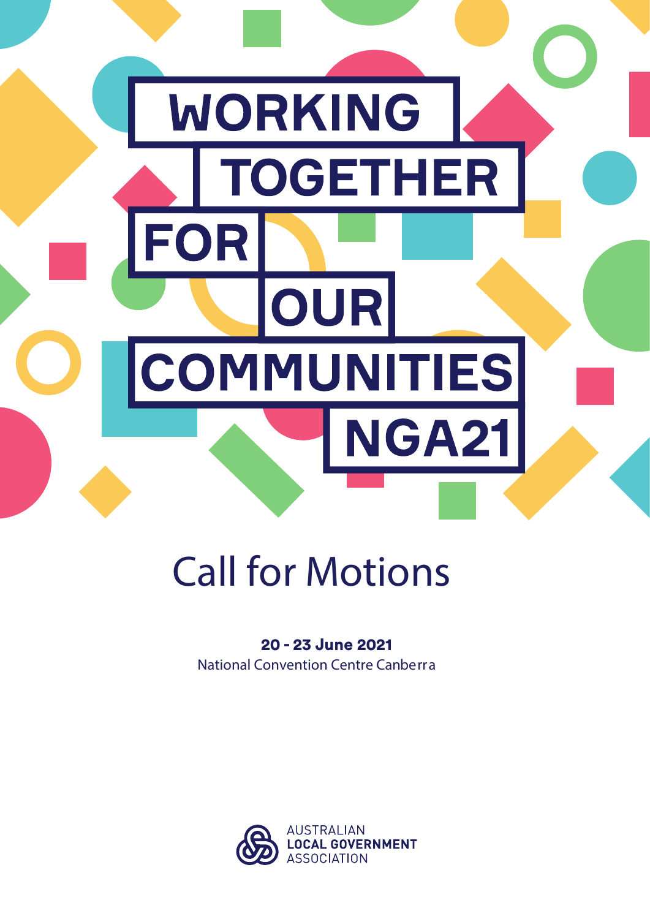# WORKING TOGETHER FOR OUR COMMUNITIES NGA21

## Call for Motions

**20 - 23 June 2021**

National Convention Centre Canberra

AUSTRALIAN **LOCAL GOVERNMENT** ASSOCIATION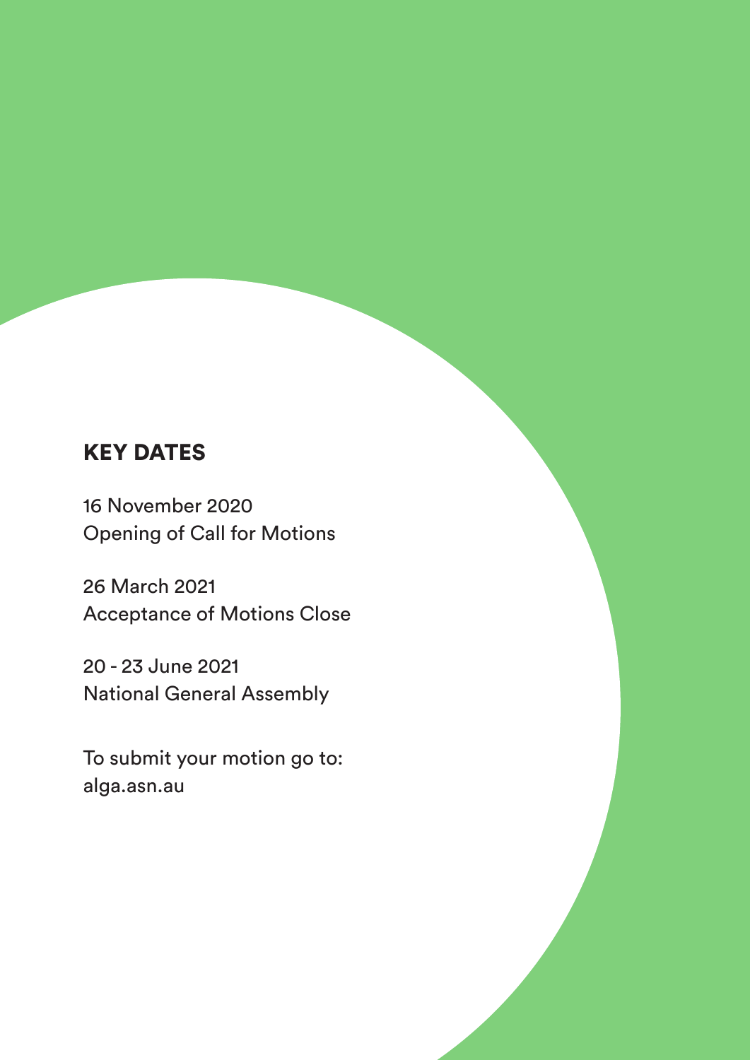## KEY DATES

16 November 2020
Opening of Call for Motions

26 March 2021
Acceptance of Motions Close

20 - 23 June 2021
National General Assembly

To submit your motion go to:
alga.asn.au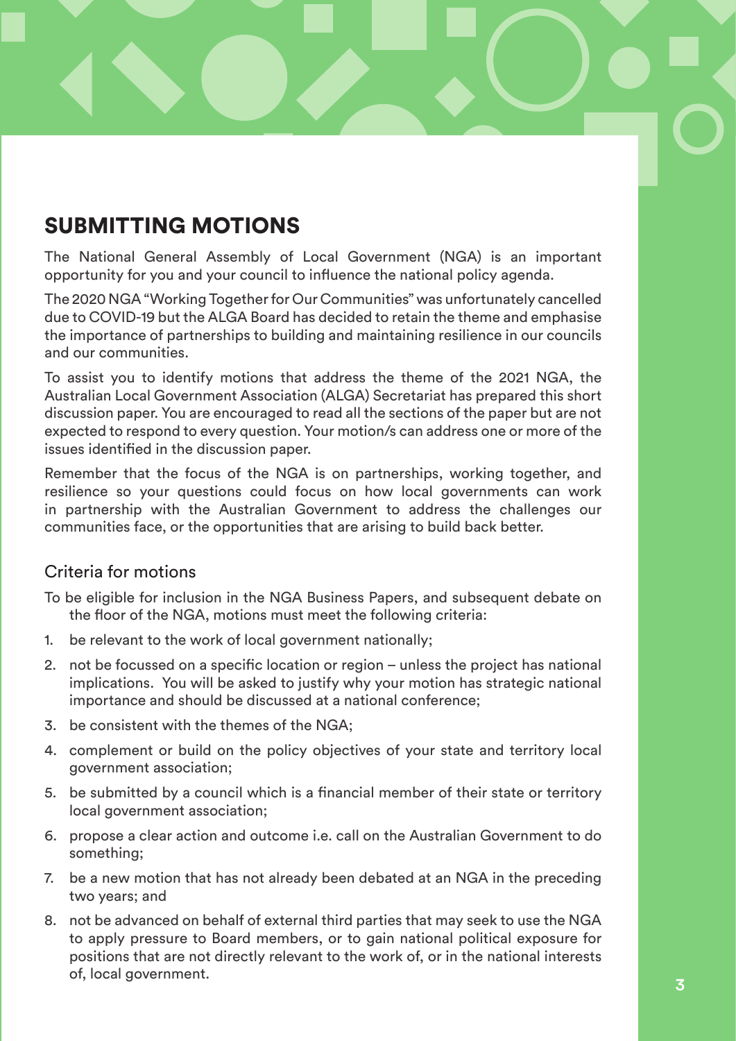# SUBMITTING MOTIONS

The National General Assembly of Local Government (NGA) is an important opportunity for you and your council to influence the national policy agenda.

The 2020 NGA "Working Together for Our Communities" was unfortunately cancelled due to COVID-19 but the ALGA Board has decided to retain the theme and emphasise the importance of partnerships to building and maintaining resilience in our councils and our communities.

To assist you to identify motions that address the theme of the 2021 NGA, the Australian Local Government Association (ALGA) Secretariat has prepared this short discussion paper. You are encouraged to read all the sections of the paper but are not expected to respond to every question. Your motion/s can address one or more of the issues identified in the discussion paper.

Remember that the focus of the NGA is on partnerships, working together, and resilience so your questions could focus on how local governments can work in partnership with the Australian Government to address the challenges our communities face, or the opportunities that are arising to build back better.

## Criteria for motions

To be eligible for inclusion in the NGA Business Papers, and subsequent debate on the floor of the NGA, motions must meet the following criteria:

1. be relevant to the work of local government nationally;
2. not be focussed on a specific location or region – unless the project has national implications. You will be asked to justify why your motion has strategic national importance and should be discussed at a national conference;
3. be consistent with the themes of the NGA;
4. complement or build on the policy objectives of your state and territory local government association;
5. be submitted by a council which is a financial member of their state or territory local government association;
6. propose a clear action and outcome i.e. call on the Australian Government to do something;
7. be a new motion that has not already been debated at an NGA in the preceding two years; and
8. not be advanced on behalf of external third parties that may seek to use the NGA to apply pressure to Board members, or to gain national political exposure for positions that are not directly relevant to the work of, or in the national interests of, local government.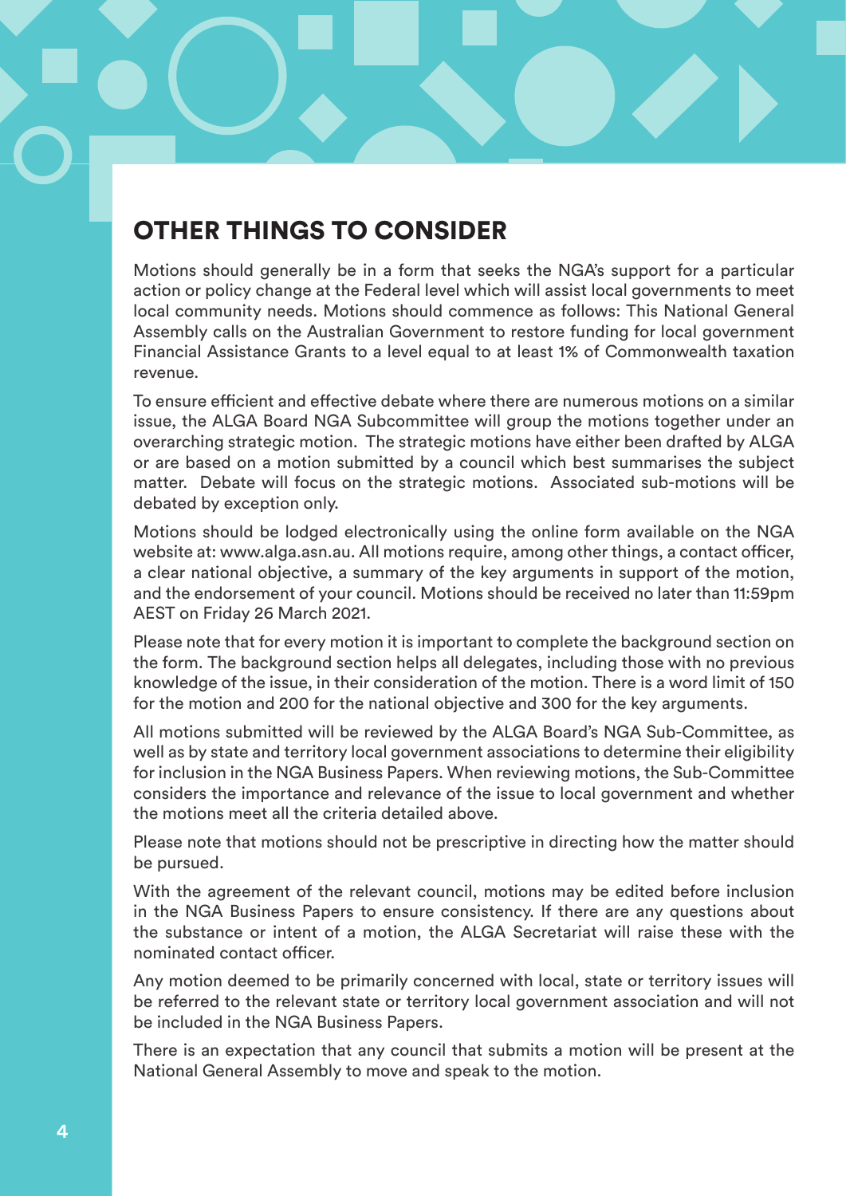## OTHER THINGS TO CONSIDER

Motions should generally be in a form that seeks the NGA's support for a particular action or policy change at the Federal level which will assist local governments to meet local community needs. Motions should commence as follows: This National General Assembly calls on the Australian Government to restore funding for local government Financial Assistance Grants to a level equal to at least 1% of Commonwealth taxation revenue.

To ensure efficient and effective debate where there are numerous motions on a similar issue, the ALGA Board NGA Subcommittee will group the motions together under an overarching strategic motion. The strategic motions have either been drafted by ALGA or are based on a motion submitted by a council which best summarises the subject matter. Debate will focus on the strategic motions. Associated sub-motions will be debated by exception only.

Motions should be lodged electronically using the online form available on the NGA website at: www.alga.asn.au. All motions require, among other things, a contact officer, a clear national objective, a summary of the key arguments in support of the motion, and the endorsement of your council. Motions should be received no later than 11:59pm AEST on Friday 26 March 2021.

Please note that for every motion it is important to complete the background section on the form. The background section helps all delegates, including those with no previous knowledge of the issue, in their consideration of the motion. There is a word limit of 150 for the motion and 200 for the national objective and 300 for the key arguments.

All motions submitted will be reviewed by the ALGA Board's NGA Sub-Committee, as well as by state and territory local government associations to determine their eligibility for inclusion in the NGA Business Papers. When reviewing motions, the Sub-Committee considers the importance and relevance of the issue to local government and whether the motions meet all the criteria detailed above.

Please note that motions should not be prescriptive in directing how the matter should be pursued.

With the agreement of the relevant council, motions may be edited before inclusion in the NGA Business Papers to ensure consistency. If there are any questions about the substance or intent of a motion, the ALGA Secretariat will raise these with the nominated contact officer.

Any motion deemed to be primarily concerned with local, state or territory issues will be referred to the relevant state or territory local government association and will not be included in the NGA Business Papers.

There is an expectation that any council that submits a motion will be present at the National General Assembly to move and speak to the motion.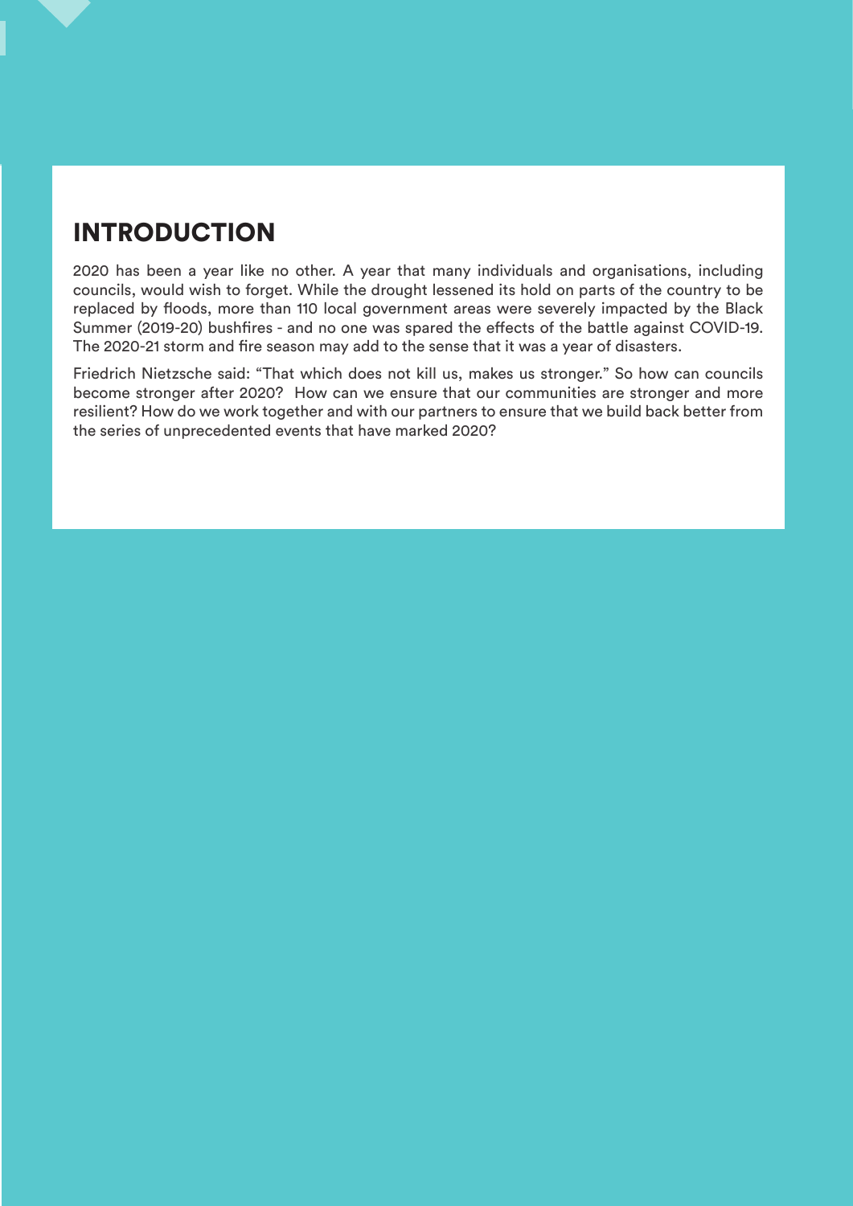## INTRODUCTION

2020 has been a year like no other. A year that many individuals and organisations, including councils, would wish to forget. While the drought lessened its hold on parts of the country to be replaced by floods, more than 110 local government areas were severely impacted by the Black Summer (2019-20) bushfires - and no one was spared the effects of the battle against COVID-19. The 2020-21 storm and fire season may add to the sense that it was a year of disasters.

Friedrich Nietzsche said: “That which does not kill us, makes us stronger.” So how can councils become stronger after 2020? How can we ensure that our communities are stronger and more resilient? How do we work together and with our partners to ensure that we build back better from the series of unprecedented events that have marked 2020?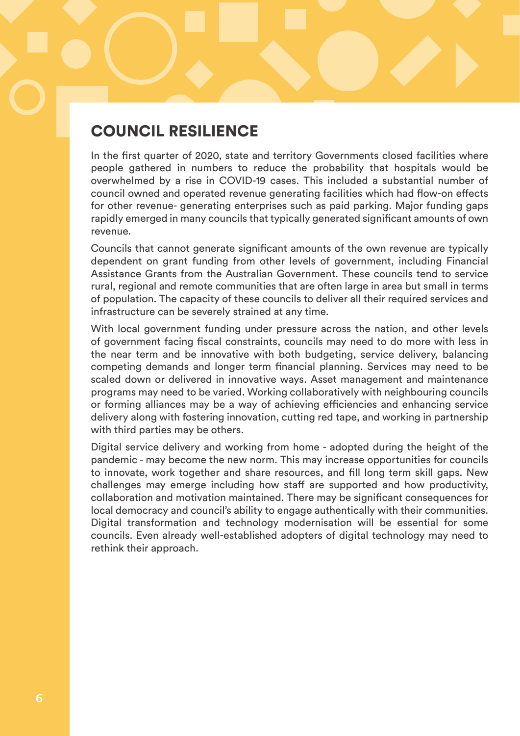## COUNCIL RESILIENCE

In the first quarter of 2020, state and territory Governments closed facilities where people gathered in numbers to reduce the probability that hospitals would be overwhelmed by a rise in COVID-19 cases. This included a substantial number of council owned and operated revenue generating facilities which had flow-on effects for other revenue- generating enterprises such as paid parking. Major funding gaps rapidly emerged in many councils that typically generated significant amounts of own revenue.

Councils that cannot generate significant amounts of the own revenue are typically dependent on grant funding from other levels of government, including Financial Assistance Grants from the Australian Government. These councils tend to service rural, regional and remote communities that are often large in area but small in terms of population. The capacity of these councils to deliver all their required services and infrastructure can be severely strained at any time.

With local government funding under pressure across the nation, and other levels of government facing fiscal constraints, councils may need to do more with less in the near term and be innovative with both budgeting, service delivery, balancing competing demands and longer term financial planning. Services may need to be scaled down or delivered in innovative ways. Asset management and maintenance programs may need to be varied. Working collaboratively with neighbouring councils or forming alliances may be a way of achieving efficiencies and enhancing service delivery along with fostering innovation, cutting red tape, and working in partnership with third parties may be others.

Digital service delivery and working from home - adopted during the height of the pandemic - may become the new norm. This may increase opportunities for councils to innovate, work together and share resources, and fill long term skill gaps. New challenges may emerge including how staff are supported and how productivity, collaboration and motivation maintained. There may be significant consequences for local democracy and council's ability to engage authentically with their communities. Digital transformation and technology modernisation will be essential for some councils. Even already well-established adopters of digital technology may need to rethink their approach.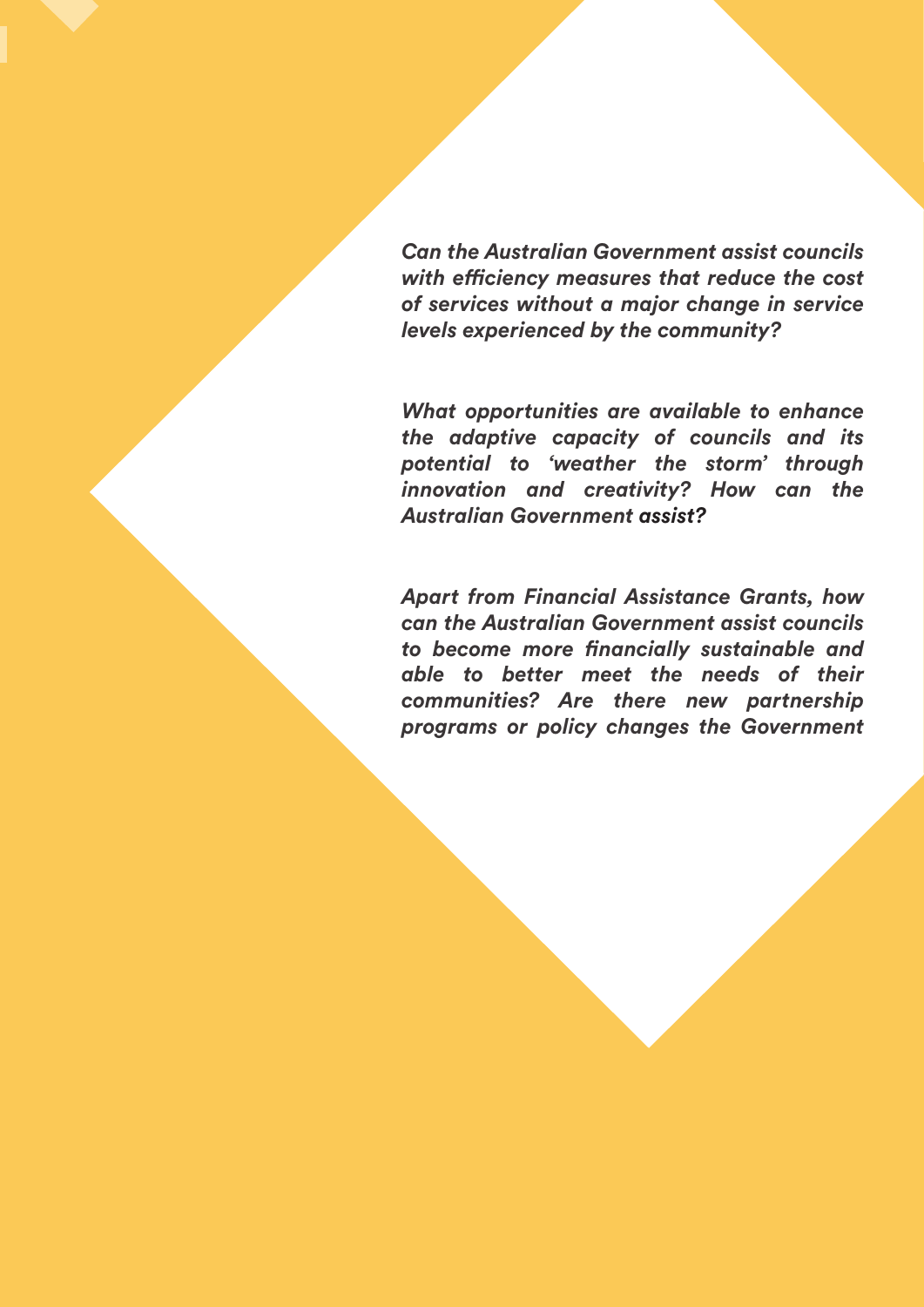*Can the Australian Government assist councils with efficiency measures that reduce the cost of services without a major change in service levels experienced by the community?*

*What opportunities are available to enhance the adaptive capacity of councils and its potential to 'weather the storm' through innovation and creativity? How can the Australian Government assist?*

*Apart from Financial Assistance Grants, how can the Australian Government assist councils to become more financially sustainable and able to better meet the needs of their communities? Are there new partnership programs or policy changes the Government*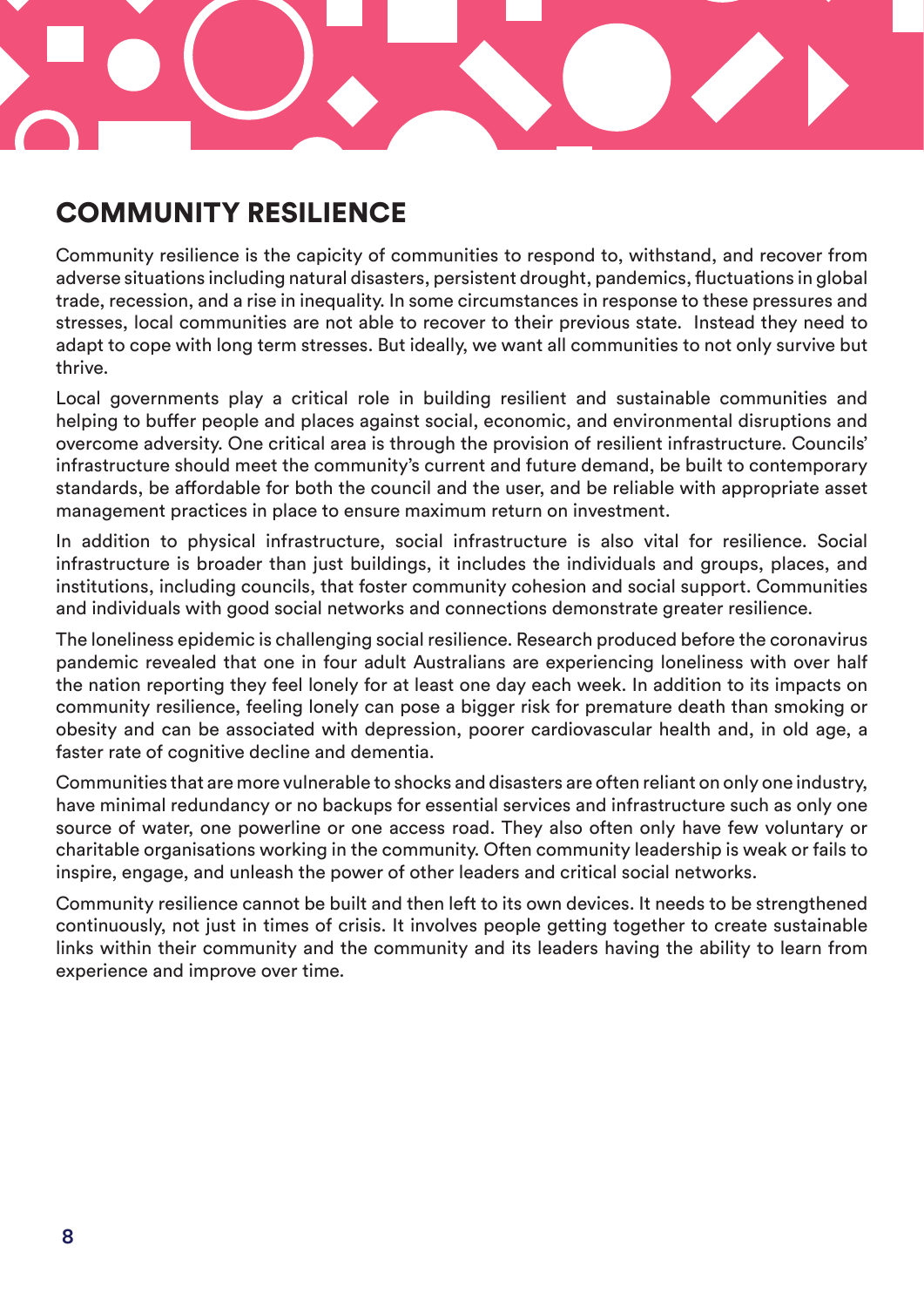## COMMUNITY RESILIENCE

Community resilience is the capicity of communities to respond to, withstand, and recover from adverse situations including natural disasters, persistent drought, pandemics, fluctuations in global trade, recession, and a rise in inequality. In some circumstances in response to these pressures and stresses, local communities are not able to recover to their previous state. Instead they need to adapt to cope with long term stresses. But ideally, we want all communities to not only survive but thrive.

Local governments play a critical role in building resilient and sustainable communities and helping to buffer people and places against social, economic, and environmental disruptions and overcome adversity. One critical area is through the provision of resilient infrastructure. Councils' infrastructure should meet the community's current and future demand, be built to contemporary standards, be affordable for both the council and the user, and be reliable with appropriate asset management practices in place to ensure maximum return on investment.

In addition to physical infrastructure, social infrastructure is also vital for resilience. Social infrastructure is broader than just buildings, it includes the individuals and groups, places, and institutions, including councils, that foster community cohesion and social support. Communities and individuals with good social networks and connections demonstrate greater resilience.

The loneliness epidemic is challenging social resilience. Research produced before the coronavirus pandemic revealed that one in four adult Australians are experiencing loneliness with over half the nation reporting they feel lonely for at least one day each week. In addition to its impacts on community resilience, feeling lonely can pose a bigger risk for premature death than smoking or obesity and can be associated with depression, poorer cardiovascular health and, in old age, a faster rate of cognitive decline and dementia.

Communities that are more vulnerable to shocks and disasters are often reliant on only one industry, have minimal redundancy or no backups for essential services and infrastructure such as only one source of water, one powerline or one access road. They also often only have few voluntary or charitable organisations working in the community. Often community leadership is weak or fails to inspire, engage, and unleash the power of other leaders and critical social networks.

Community resilience cannot be built and then left to its own devices. It needs to be strengthened continuously, not just in times of crisis. It involves people getting together to create sustainable links within their community and the community and its leaders having the ability to learn from experience and improve over time.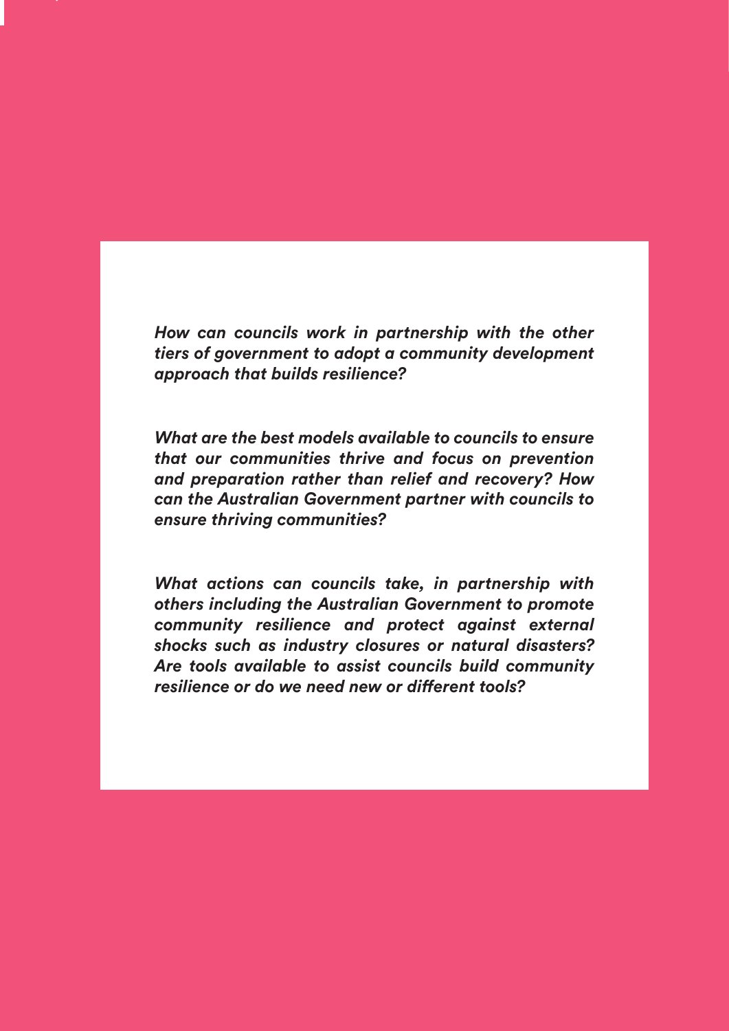***How can councils work in partnership with the other tiers of government to adopt a community development approach that builds resilience?***

***What are the best models available to councils to ensure that our communities thrive and focus on prevention and preparation rather than relief and recovery? How can the Australian Government partner with councils to ensure thriving communities?***

***What actions can councils take, in partnership with others including the Australian Government to promote community resilience and protect against external shocks such as industry closures or natural disasters? Are tools available to assist councils build community resilience or do we need new or different tools?***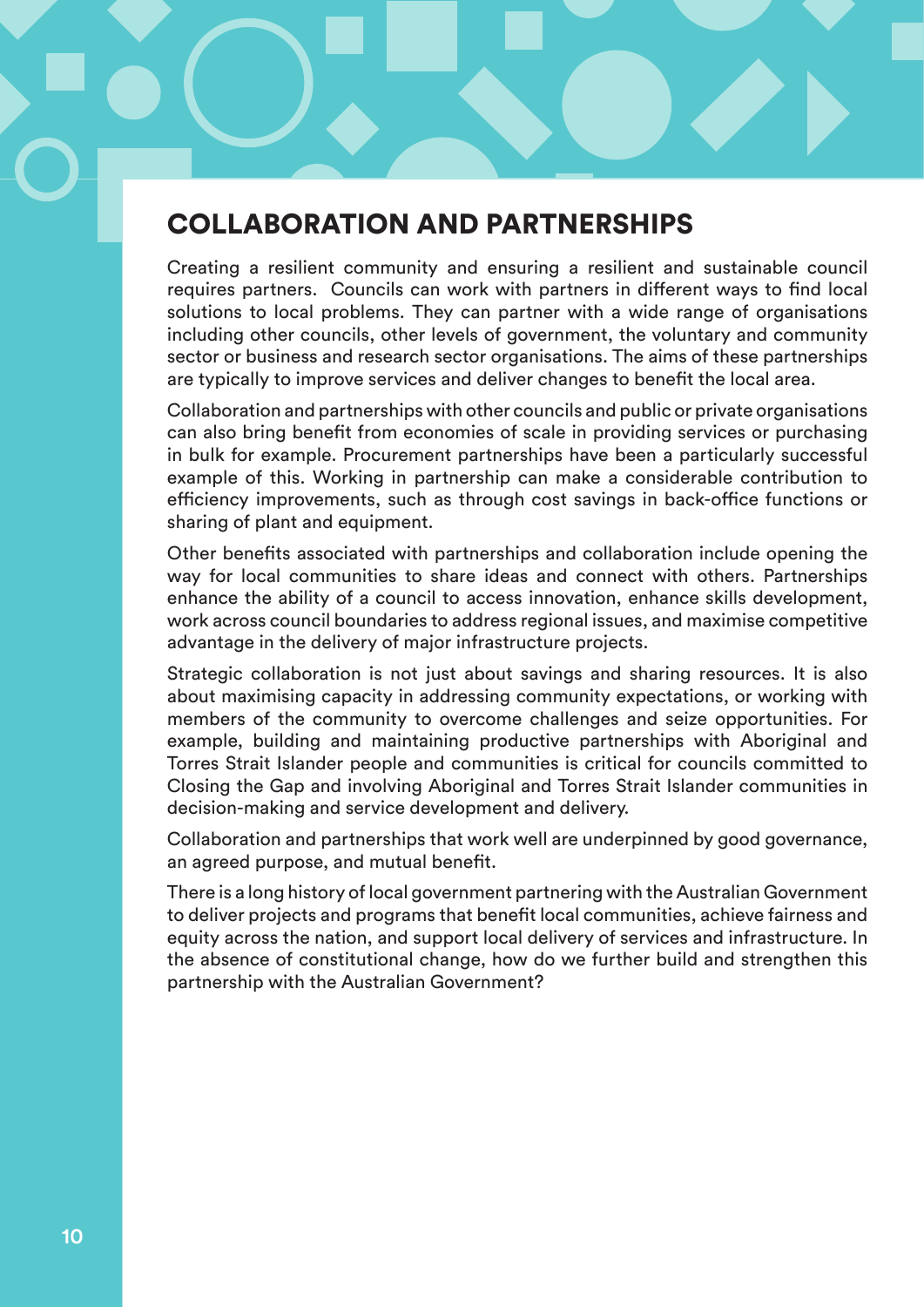## COLLABORATION AND PARTNERSHIPS

Creating a resilient community and ensuring a resilient and sustainable council requires partners. Councils can work with partners in different ways to find local solutions to local problems. They can partner with a wide range of organisations including other councils, other levels of government, the voluntary and community sector or business and research sector organisations. The aims of these partnerships are typically to improve services and deliver changes to benefit the local area.

Collaboration and partnerships with other councils and public or private organisations can also bring benefit from economies of scale in providing services or purchasing in bulk for example. Procurement partnerships have been a particularly successful example of this. Working in partnership can make a considerable contribution to efficiency improvements, such as through cost savings in back-office functions or sharing of plant and equipment.

Other benefits associated with partnerships and collaboration include opening the way for local communities to share ideas and connect with others. Partnerships enhance the ability of a council to access innovation, enhance skills development, work across council boundaries to address regional issues, and maximise competitive advantage in the delivery of major infrastructure projects.

Strategic collaboration is not just about savings and sharing resources. It is also about maximising capacity in addressing community expectations, or working with members of the community to overcome challenges and seize opportunities. For example, building and maintaining productive partnerships with Aboriginal and Torres Strait Islander people and communities is critical for councils committed to Closing the Gap and involving Aboriginal and Torres Strait Islander communities in decision-making and service development and delivery.

Collaboration and partnerships that work well are underpinned by good governance, an agreed purpose, and mutual benefit.

There is a long history of local government partnering with the Australian Government to deliver projects and programs that benefit local communities, achieve fairness and equity across the nation, and support local delivery of services and infrastructure. In the absence of constitutional change, how do we further build and strengthen this partnership with the Australian Government?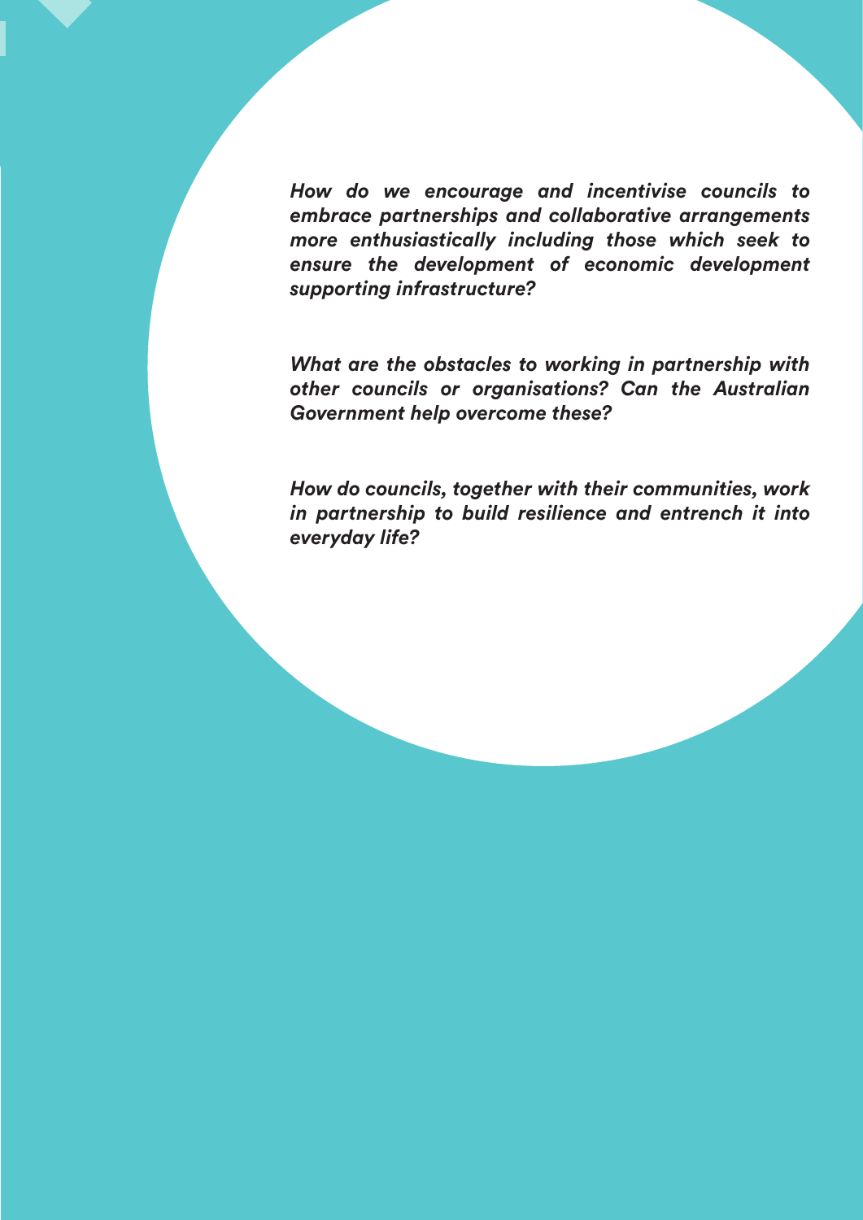*How do we encourage and incentivise councils to embrace partnerships and collaborative arrangements more enthusiastically including those which seek to ensure the development of economic development supporting infrastructure?*

*What are the obstacles to working in partnership with other councils or organisations? Can the Australian Government help overcome these?*

*How do councils, together with their communities, work in partnership to build resilience and entrench it into everyday life?*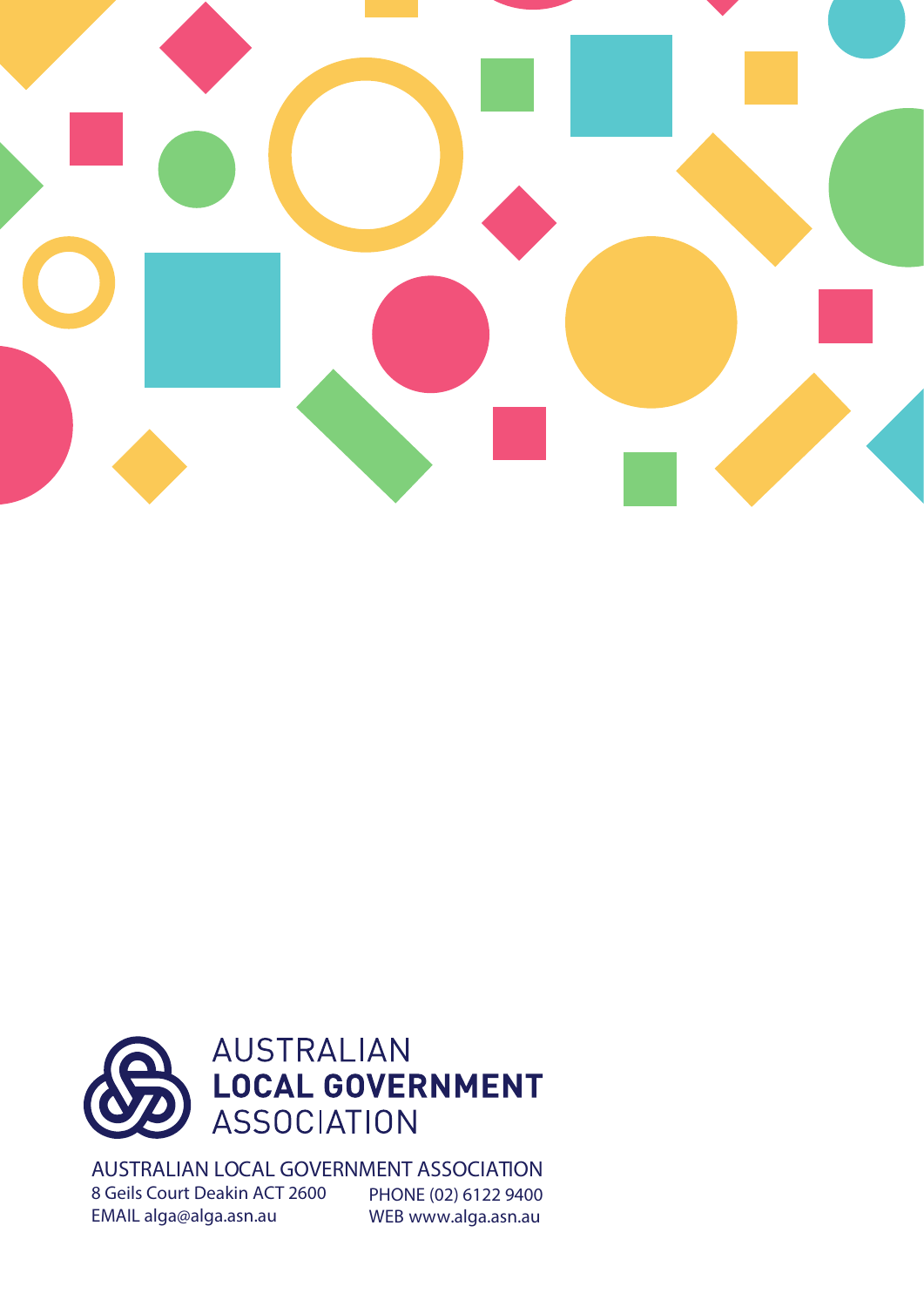AUSTRALIAN
**LOCAL GOVERNMENT**
ASSOCIATION

AUSTRALIAN LOCAL GOVERNMENT ASSOCIATION
8 Geils Court Deakin ACT 2600
EMAIL alga@alga.asn.au
PHONE (02) 6122 9400
WEB www.alga.asn.au